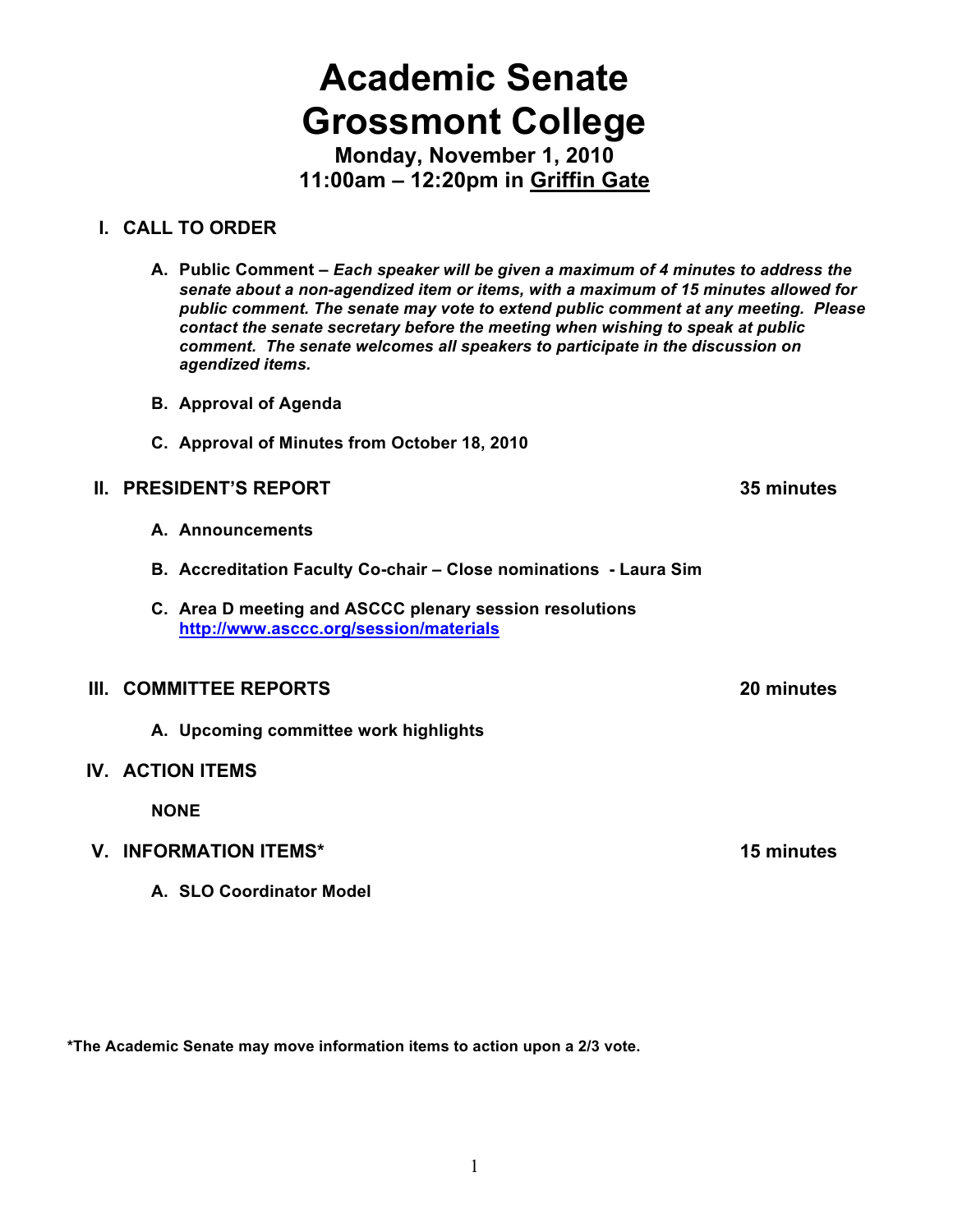# Academic Senate
# Grossmont College

### Monday, November 1, 2010
### 11:00am – 12:20pm in Griffin Gate

## I. CALL TO ORDER

**A. Public Comment –** ***Each speaker will be given a maximum of 4 minutes to address the senate about a non-agendized item or items, with a maximum of 15 minutes allowed for public comment. The senate may vote to extend public comment at any meeting. Please contact the senate secretary before the meeting when wishing to speak at public comment. The senate welcomes all speakers to participate in the discussion on agendized items.***

**B. Approval of Agenda**

**C. Approval of Minutes from October 18, 2010**

## II. PRESIDENT'S REPORT — 35 minutes

**A. Announcements**

**B. Accreditation Faculty Co-chair – Close nominations - Laura Sim**

**C. Area D meeting and ASCCC plenary session resolutions**
[http://www.asccc.org/session/materials](http://www.asccc.org/session/materials)

## III. COMMITTEE REPORTS — 20 minutes

**A. Upcoming committee work highlights**

## IV. ACTION ITEMS

**NONE**

## V. INFORMATION ITEMS* — 15 minutes

**A. SLO Coordinator Model**

**\*The Academic Senate may move information items to action upon a 2/3 vote.**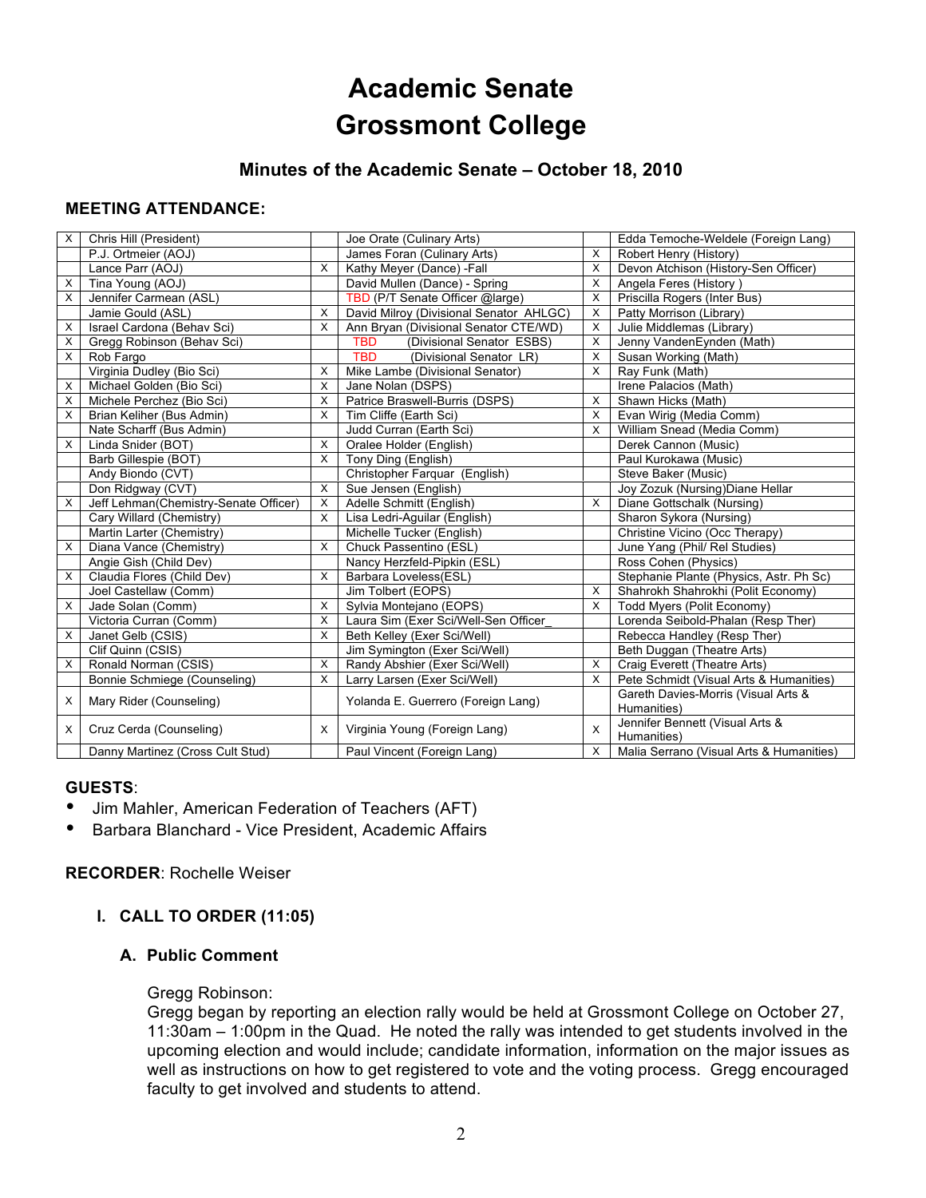# Academic Senate
# Grossmont College

## Minutes of the Academic Senate – October 18, 2010

### MEETING ATTENDANCE:

| | | | | | |
|---|---|---|---|---|---|
| X | Chris Hill (President) | | Joe Orate (Culinary Arts) | | Edda Temoche-Weldele (Foreign Lang) |
| | P.J. Ortmeier (AOJ) | | James Foran (Culinary Arts) | X | Robert Henry (History) |
| | Lance Parr (AOJ) | X | Kathy Meyer (Dance) -Fall | X | Devon Atchison (History-Sen Officer) |
| X | Tina Young (AOJ) | | David Mullen (Dance) - Spring | X | Angela Feres (History ) |
| X | Jennifer Carmean (ASL) | | TBD (P/T Senate Officer @large) | X | Priscilla Rogers (Inter Bus) |
| | Jamie Gould (ASL) | X | David Milroy (Divisional Senator AHLGC) | X | Patty Morrison (Library) |
| X | Israel Cardona (Behav Sci) | X | Ann Bryan (Divisional Senator CTE/WD) | X | Julie Middlemas (Library) |
| X | Gregg Robinson (Behav Sci) | | TBD (Divisional Senator ESBS) | X | Jenny VandenEynden (Math) |
| X | Rob Fargo | | TBD (Divisional Senator LR) | X | Susan Working (Math) |
| | Virginia Dudley (Bio Sci) | X | Mike Lambe (Divisional Senator) | X | Ray Funk (Math) |
| X | Michael Golden (Bio Sci) | X | Jane Nolan (DSPS) | | Irene Palacios (Math) |
| X | Michele Perchez (Bio Sci) | X | Patrice Braswell-Burris (DSPS) | X | Shawn Hicks (Math) |
| X | Brian Keliher (Bus Admin) | X | Tim Cliffe (Earth Sci) | X | Evan Wirig (Media Comm) |
| | Nate Scharff (Bus Admin) | | Judd Curran (Earth Sci) | X | William Snead (Media Comm) |
| X | Linda Snider (BOT) | X | Oralee Holder (English) | | Derek Cannon (Music) |
| | Barb Gillespie (BOT) | X | Tony Ding (English) | | Paul Kurokawa (Music) |
| | Andy Biondo (CVT) | | Christopher Farquar (English) | | Steve Baker (Music) |
| | Don Ridgway (CVT) | X | Sue Jensen (English) | | Joy Zozuk (Nursing)Diane Hellar |
| X | Jeff Lehman(Chemistry-Senate Officer) | X | Adelle Schmitt (English) | X | Diane Gottschalk (Nursing) |
| | Cary Willard (Chemistry) | X | Lisa Ledri-Aguilar (English) | | Sharon Sykora (Nursing) |
| | Martin Larter (Chemistry) | | Michelle Tucker (English) | | Christine Vicino (Occ Therapy) |
| X | Diana Vance (Chemistry) | X | Chuck Passentino (ESL) | | June Yang (Phil/ Rel Studies) |
| | Angie Gish (Child Dev) | | Nancy Herzfeld-Pipkin (ESL) | | Ross Cohen (Physics) |
| X | Claudia Flores (Child Dev) | X | Barbara Loveless(ESL) | | Stephanie Plante (Physics, Astr. Ph Sc) |
| | Joel Castellaw (Comm) | | Jim Tolbert (EOPS) | X | Shahrokh Shahrokhi (Polit Economy) |
| X | Jade Solan (Comm) | X | Sylvia Montejano (EOPS) | X | Todd Myers (Polit Economy) |
| | Victoria Curran (Comm) | X | Laura Sim (Exer Sci/Well-Sen Officer_ | | Lorenda Seibold-Phalan (Resp Ther) |
| X | Janet Gelb (CSIS) | X | Beth Kelley (Exer Sci/Well) | | Rebecca Handley (Resp Ther) |
| | Clif Quinn (CSIS) | | Jim Symington (Exer Sci/Well) | | Beth Duggan (Theatre Arts) |
| X | Ronald Norman (CSIS) | X | Randy Abshier (Exer Sci/Well) | X | Craig Everett (Theatre Arts) |
| | Bonnie Schmiege (Counseling) | X | Larry Larsen (Exer Sci/Well) | X | Pete Schmidt (Visual Arts & Humanities) |
| X | Mary Rider (Counseling) | | Yolanda E. Guerrero (Foreign Lang) | | Gareth Davies-Morris (Visual Arts & Humanities) |
| X | Cruz Cerda (Counseling) | X | Virginia Young (Foreign Lang) | X | Jennifer Bennett (Visual Arts & Humanities) |
| | Danny Martinez (Cross Cult Stud) | | Paul Vincent (Foreign Lang) | X | Malia Serrano (Visual Arts & Humanities) |

**GUESTS**:

- Jim Mahler, American Federation of Teachers (AFT)
- Barbara Blanchard - Vice President, Academic Affairs

**RECORDER**: Rochelle Weiser

### I. CALL TO ORDER (11:05)

#### A. Public Comment

Gregg Robinson:
Gregg began by reporting an election rally would be held at Grossmont College on October 27, 11:30am – 1:00pm in the Quad. He noted the rally was intended to get students involved in the upcoming election and would include; candidate information, information on the major issues as well as instructions on how to get registered to vote and the voting process. Gregg encouraged faculty to get involved and students to attend.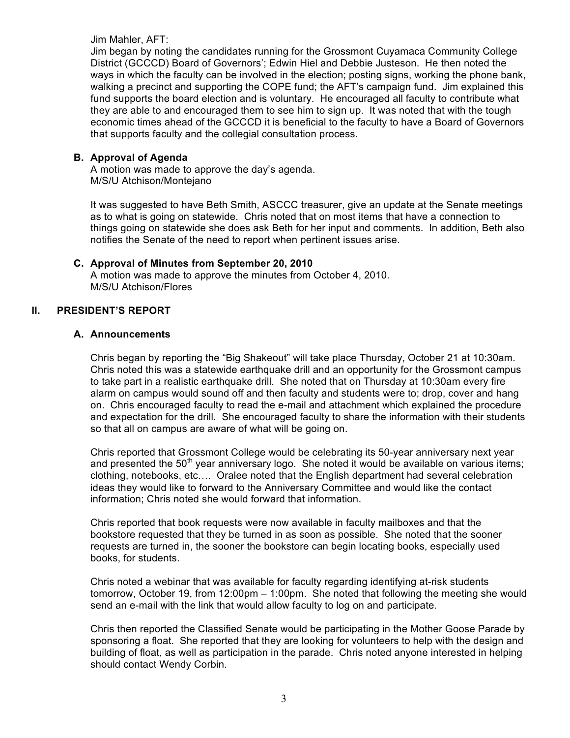Jim Mahler, AFT:
Jim began by noting the candidates running for the Grossmont Cuyamaca Community College District (GCCCD) Board of Governors'; Edwin Hiel and Debbie Justeson. He then noted the ways in which the faculty can be involved in the election; posting signs, working the phone bank, walking a precinct and supporting the COPE fund; the AFT's campaign fund. Jim explained this fund supports the board election and is voluntary. He encouraged all faculty to contribute what they are able to and encouraged them to see him to sign up. It was noted that with the tough economic times ahead of the GCCCD it is beneficial to the faculty to have a Board of Governors that supports faculty and the collegial consultation process.

### B. Approval of Agenda

A motion was made to approve the day's agenda.
M/S/U Atchison/Montejano

It was suggested to have Beth Smith, ASCCC treasurer, give an update at the Senate meetings as to what is going on statewide. Chris noted that on most items that have a connection to things going on statewide she does ask Beth for her input and comments. In addition, Beth also notifies the Senate of the need to report when pertinent issues arise.

### C. Approval of Minutes from September 20, 2010

A motion was made to approve the minutes from October 4, 2010.
M/S/U Atchison/Flores

## II. PRESIDENT'S REPORT

### A. Announcements

Chris began by reporting the "Big Shakeout" will take place Thursday, October 21 at 10:30am. Chris noted this was a statewide earthquake drill and an opportunity for the Grossmont campus to take part in a realistic earthquake drill. She noted that on Thursday at 10:30am every fire alarm on campus would sound off and then faculty and students were to; drop, cover and hang on. Chris encouraged faculty to read the e-mail and attachment which explained the procedure and expectation for the drill. She encouraged faculty to share the information with their students so that all on campus are aware of what will be going on.

Chris reported that Grossmont College would be celebrating its 50-year anniversary next year and presented the 50th year anniversary logo. She noted it would be available on various items; clothing, notebooks, etc…. Oralee noted that the English department had several celebration ideas they would like to forward to the Anniversary Committee and would like the contact information; Chris noted she would forward that information.

Chris reported that book requests were now available in faculty mailboxes and that the bookstore requested that they be turned in as soon as possible. She noted that the sooner requests are turned in, the sooner the bookstore can begin locating books, especially used books, for students.

Chris noted a webinar that was available for faculty regarding identifying at-risk students tomorrow, October 19, from 12:00pm – 1:00pm. She noted that following the meeting she would send an e-mail with the link that would allow faculty to log on and participate.

Chris then reported the Classified Senate would be participating in the Mother Goose Parade by sponsoring a float. She reported that they are looking for volunteers to help with the design and building of float, as well as participation in the parade. Chris noted anyone interested in helping should contact Wendy Corbin.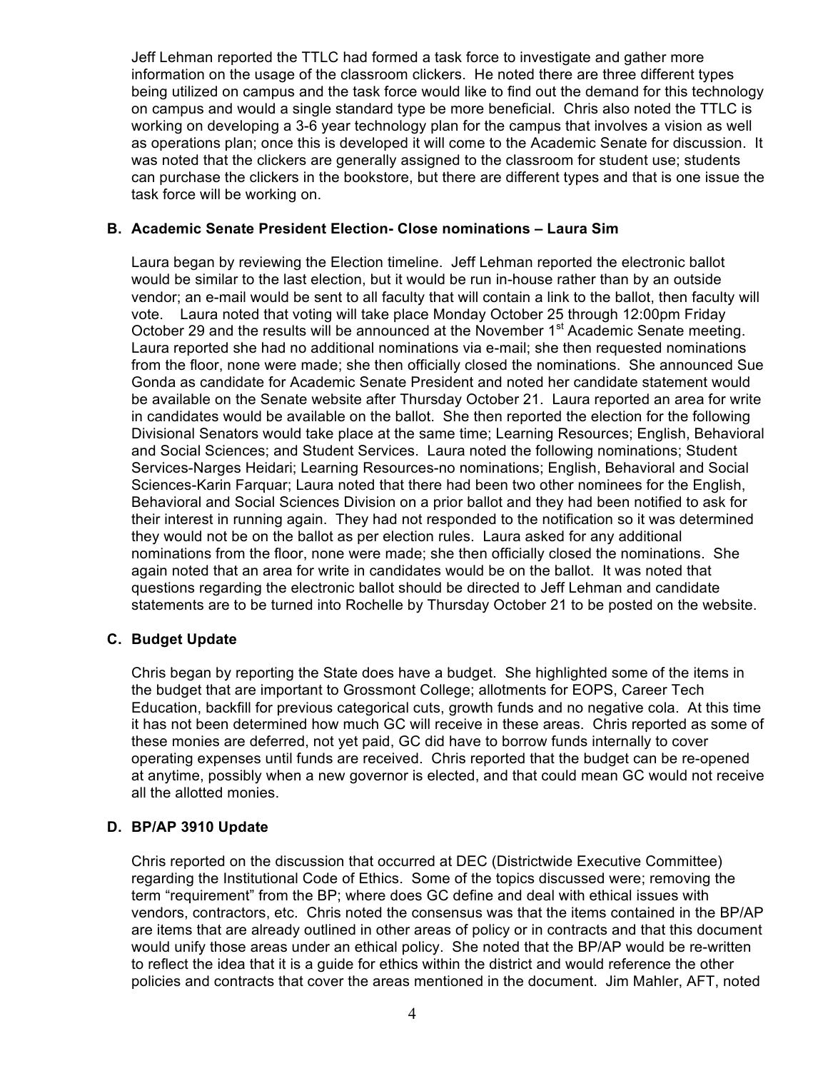Jeff Lehman reported the TTLC had formed a task force to investigate and gather more information on the usage of the classroom clickers. He noted there are three different types being utilized on campus and the task force would like to find out the demand for this technology on campus and would a single standard type be more beneficial. Chris also noted the TTLC is working on developing a 3-6 year technology plan for the campus that involves a vision as well as operations plan; once this is developed it will come to the Academic Senate for discussion. It was noted that the clickers are generally assigned to the classroom for student use; students can purchase the clickers in the bookstore, but there are different types and that is one issue the task force will be working on.

### B. Academic Senate President Election- Close nominations – Laura Sim

Laura began by reviewing the Election timeline. Jeff Lehman reported the electronic ballot would be similar to the last election, but it would be run in-house rather than by an outside vendor; an e-mail would be sent to all faculty that will contain a link to the ballot, then faculty will vote. Laura noted that voting will take place Monday October 25 through 12:00pm Friday October 29 and the results will be announced at the November 1st Academic Senate meeting. Laura reported she had no additional nominations via e-mail; she then requested nominations from the floor, none were made; she then officially closed the nominations. She announced Sue Gonda as candidate for Academic Senate President and noted her candidate statement would be available on the Senate website after Thursday October 21. Laura reported an area for write in candidates would be available on the ballot. She then reported the election for the following Divisional Senators would take place at the same time; Learning Resources; English, Behavioral and Social Sciences; and Student Services. Laura noted the following nominations; Student Services-Narges Heidari; Learning Resources-no nominations; English, Behavioral and Social Sciences-Karin Farquar; Laura noted that there had been two other nominees for the English, Behavioral and Social Sciences Division on a prior ballot and they had been notified to ask for their interest in running again. They had not responded to the notification so it was determined they would not be on the ballot as per election rules. Laura asked for any additional nominations from the floor, none were made; she then officially closed the nominations. She again noted that an area for write in candidates would be on the ballot. It was noted that questions regarding the electronic ballot should be directed to Jeff Lehman and candidate statements are to be turned into Rochelle by Thursday October 21 to be posted on the website.

### C. Budget Update

Chris began by reporting the State does have a budget. She highlighted some of the items in the budget that are important to Grossmont College; allotments for EOPS, Career Tech Education, backfill for previous categorical cuts, growth funds and no negative cola. At this time it has not been determined how much GC will receive in these areas. Chris reported as some of these monies are deferred, not yet paid, GC did have to borrow funds internally to cover operating expenses until funds are received. Chris reported that the budget can be re-opened at anytime, possibly when a new governor is elected, and that could mean GC would not receive all the allotted monies.

### D. BP/AP 3910 Update

Chris reported on the discussion that occurred at DEC (Districtwide Executive Committee) regarding the Institutional Code of Ethics. Some of the topics discussed were; removing the term "requirement" from the BP; where does GC define and deal with ethical issues with vendors, contractors, etc. Chris noted the consensus was that the items contained in the BP/AP are items that are already outlined in other areas of policy or in contracts and that this document would unify those areas under an ethical policy. She noted that the BP/AP would be re-written to reflect the idea that it is a guide for ethics within the district and would reference the other policies and contracts that cover the areas mentioned in the document. Jim Mahler, AFT, noted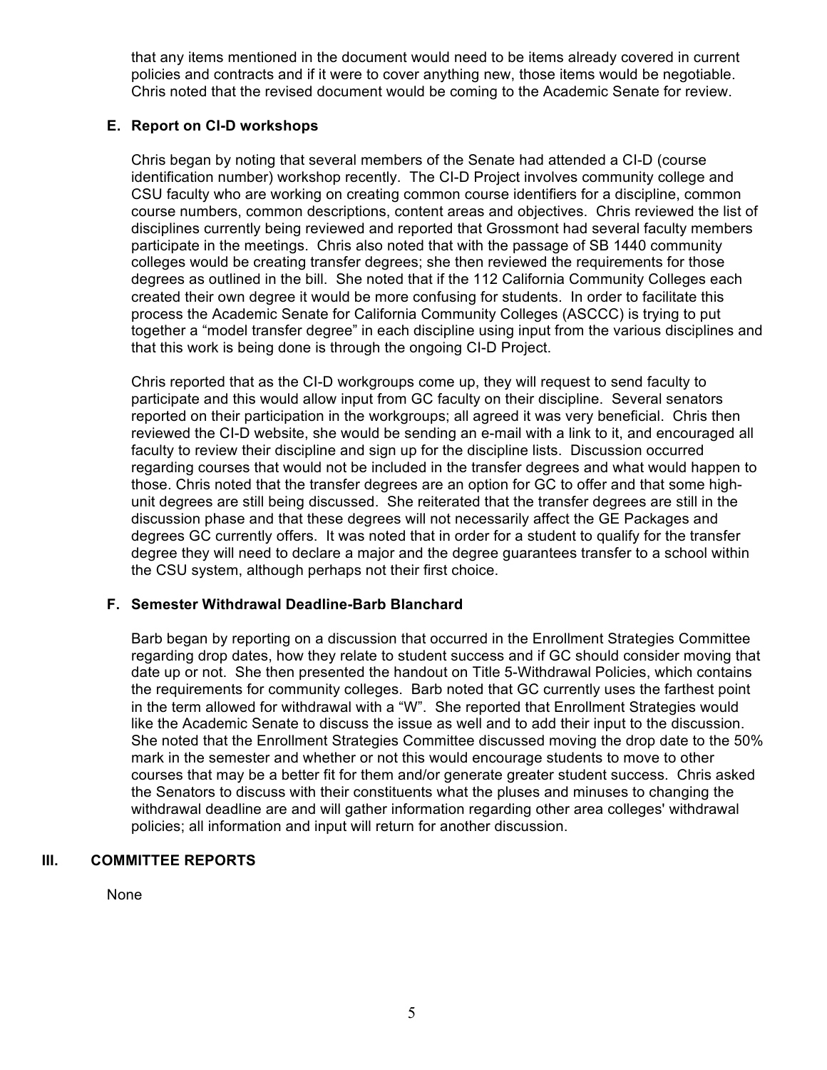that any items mentioned in the document would need to be items already covered in current policies and contracts and if it were to cover anything new, those items would be negotiable. Chris noted that the revised document would be coming to the Academic Senate for review.

### E. Report on CI-D workshops

Chris began by noting that several members of the Senate had attended a CI-D (course identification number) workshop recently. The CI-D Project involves community college and CSU faculty who are working on creating common course identifiers for a discipline, common course numbers, common descriptions, content areas and objectives. Chris reviewed the list of disciplines currently being reviewed and reported that Grossmont had several faculty members participate in the meetings. Chris also noted that with the passage of SB 1440 community colleges would be creating transfer degrees; she then reviewed the requirements for those degrees as outlined in the bill. She noted that if the 112 California Community Colleges each created their own degree it would be more confusing for students. In order to facilitate this process the Academic Senate for California Community Colleges (ASCCC) is trying to put together a "model transfer degree" in each discipline using input from the various disciplines and that this work is being done is through the ongoing CI-D Project.

Chris reported that as the CI-D workgroups come up, they will request to send faculty to participate and this would allow input from GC faculty on their discipline. Several senators reported on their participation in the workgroups; all agreed it was very beneficial. Chris then reviewed the CI-D website, she would be sending an e-mail with a link to it, and encouraged all faculty to review their discipline and sign up for the discipline lists. Discussion occurred regarding courses that would not be included in the transfer degrees and what would happen to those. Chris noted that the transfer degrees are an option for GC to offer and that some high-unit degrees are still being discussed. She reiterated that the transfer degrees are still in the discussion phase and that these degrees will not necessarily affect the GE Packages and degrees GC currently offers. It was noted that in order for a student to qualify for the transfer degree they will need to declare a major and the degree guarantees transfer to a school within the CSU system, although perhaps not their first choice.

### F. Semester Withdrawal Deadline-Barb Blanchard

Barb began by reporting on a discussion that occurred in the Enrollment Strategies Committee regarding drop dates, how they relate to student success and if GC should consider moving that date up or not. She then presented the handout on Title 5-Withdrawal Policies, which contains the requirements for community colleges. Barb noted that GC currently uses the farthest point in the term allowed for withdrawal with a "W". She reported that Enrollment Strategies would like the Academic Senate to discuss the issue as well and to add their input to the discussion. She noted that the Enrollment Strategies Committee discussed moving the drop date to the 50% mark in the semester and whether or not this would encourage students to move to other courses that may be a better fit for them and/or generate greater student success. Chris asked the Senators to discuss with their constituents what the pluses and minuses to changing the withdrawal deadline are and will gather information regarding other area colleges' withdrawal policies; all information and input will return for another discussion.

## III. COMMITTEE REPORTS

None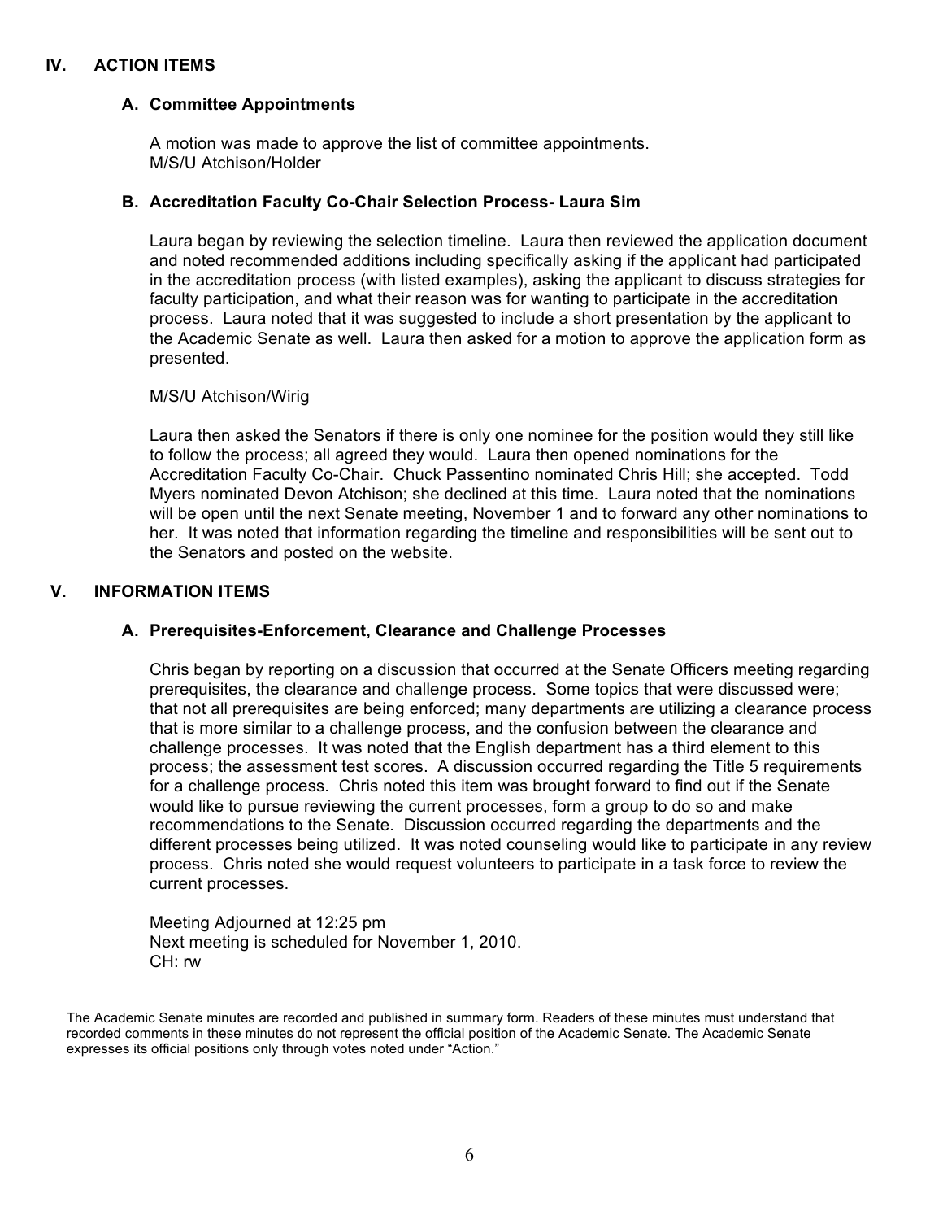## IV. ACTION ITEMS

### A. Committee Appointments

A motion was made to approve the list of committee appointments.
M/S/U Atchison/Holder

### B. Accreditation Faculty Co-Chair Selection Process- Laura Sim

Laura began by reviewing the selection timeline. Laura then reviewed the application document and noted recommended additions including specifically asking if the applicant had participated in the accreditation process (with listed examples), asking the applicant to discuss strategies for faculty participation, and what their reason was for wanting to participate in the accreditation process. Laura noted that it was suggested to include a short presentation by the applicant to the Academic Senate as well. Laura then asked for a motion to approve the application form as presented.

M/S/U Atchison/Wirig

Laura then asked the Senators if there is only one nominee for the position would they still like to follow the process; all agreed they would. Laura then opened nominations for the Accreditation Faculty Co-Chair. Chuck Passentino nominated Chris Hill; she accepted. Todd Myers nominated Devon Atchison; she declined at this time. Laura noted that the nominations will be open until the next Senate meeting, November 1 and to forward any other nominations to her. It was noted that information regarding the timeline and responsibilities will be sent out to the Senators and posted on the website.

## V. INFORMATION ITEMS

### A. Prerequisites-Enforcement, Clearance and Challenge Processes

Chris began by reporting on a discussion that occurred at the Senate Officers meeting regarding prerequisites, the clearance and challenge process. Some topics that were discussed were; that not all prerequisites are being enforced; many departments are utilizing a clearance process that is more similar to a challenge process, and the confusion between the clearance and challenge processes. It was noted that the English department has a third element to this process; the assessment test scores. A discussion occurred regarding the Title 5 requirements for a challenge process. Chris noted this item was brought forward to find out if the Senate would like to pursue reviewing the current processes, form a group to do so and make recommendations to the Senate. Discussion occurred regarding the departments and the different processes being utilized. It was noted counseling would like to participate in any review process. Chris noted she would request volunteers to participate in a task force to review the current processes.

Meeting Adjourned at 12:25 pm
Next meeting is scheduled for November 1, 2010.
CH: rw

The Academic Senate minutes are recorded and published in summary form. Readers of these minutes must understand that recorded comments in these minutes do not represent the official position of the Academic Senate. The Academic Senate expresses its official positions only through votes noted under "Action."